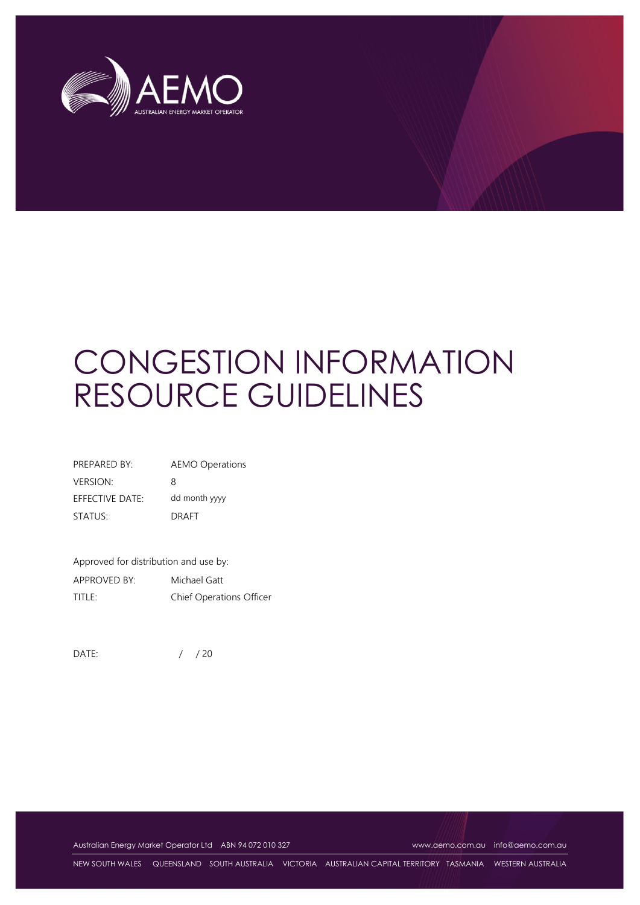# CONGESTION INFORMATION RESOURCE GUIDELINES

| | |
|---|---|
| PREPARED BY: | AEMO Operations |
| VERSION: | 8 |
| EFFECTIVE DATE: | dd month yyyy |
| STATUS: | DRAFT |

Approved for distribution and use by:

| | |
|---|---|
| APPROVED BY: | Michael Gatt |
| TITLE: | Chief Operations Officer |

DATE: / / 20

Australian Energy Market Operator Ltd ABN 94 072 010 327 www.aemo.com.au info@aemo.com.au

NEW SOUTH WALES QUEENSLAND SOUTH AUSTRALIA VICTORIA AUSTRALIAN CAPITAL TERRITORY TASMANIA WESTERN AUSTRALIA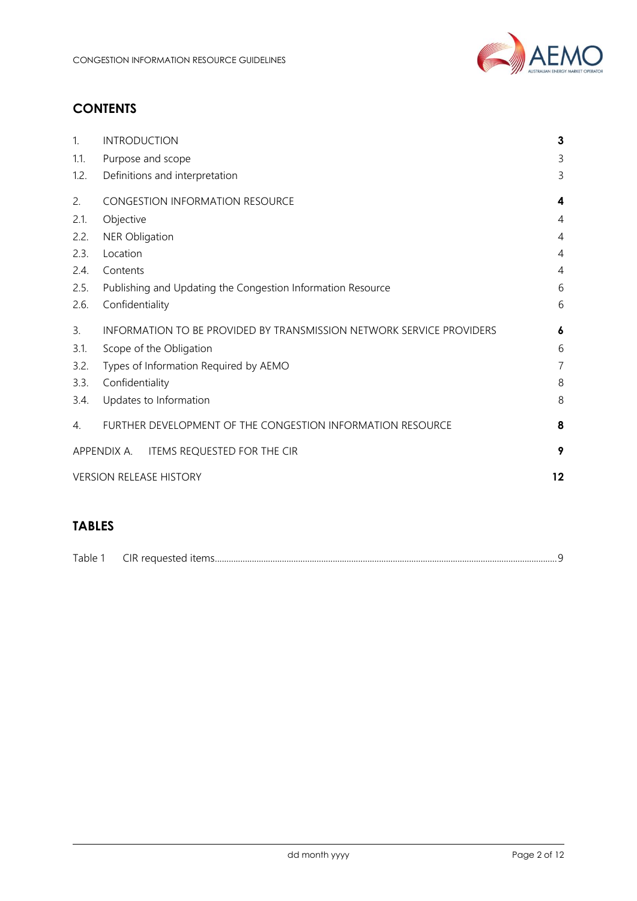## CONTENTS

| | | |
|---|---|---|
| 1. | INTRODUCTION | **3** |
| 1.1. | Purpose and scope | 3 |
| 1.2. | Definitions and interpretation | 3 |
| 2. | CONGESTION INFORMATION RESOURCE | **4** |
| 2.1. | Objective | 4 |
| 2.2. | NER Obligation | 4 |
| 2.3. | Location | 4 |
| 2.4. | Contents | 4 |
| 2.5. | Publishing and Updating the Congestion Information Resource | 6 |
| 2.6. | Confidentiality | 6 |
| 3. | INFORMATION TO BE PROVIDED BY TRANSMISSION NETWORK SERVICE PROVIDERS | **6** |
| 3.1. | Scope of the Obligation | 6 |
| 3.2. | Types of Information Required by AEMO | 7 |
| 3.3. | Confidentiality | 8 |
| 3.4. | Updates to Information | 8 |
| 4. | FURTHER DEVELOPMENT OF THE CONGESTION INFORMATION RESOURCE | **8** |
| APPENDIX A. | ITEMS REQUESTED FOR THE CIR | **9** |
| VERSION RELEASE HISTORY | | **12** |

## TABLES

Table 1 CIR requested items ........ 9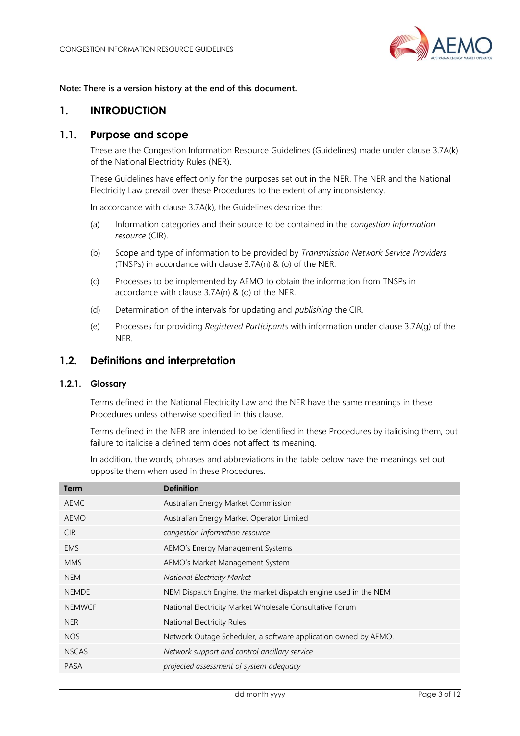**Note: There is a version history at the end of this document.**

# 1. INTRODUCTION

## 1.1. Purpose and scope

These are the Congestion Information Resource Guidelines (Guidelines) made under clause 3.7A(k) of the National Electricity Rules (NER).

These Guidelines have effect only for the purposes set out in the NER. The NER and the National Electricity Law prevail over these Procedures to the extent of any inconsistency.

In accordance with clause 3.7A(k), the Guidelines describe the:

(a) Information categories and their source to be contained in the *congestion information resource* (CIR).

(b) Scope and type of information to be provided by *Transmission Network Service Providers* (TNSPs) in accordance with clause 3.7A(n) & (o) of the NER.

(c) Processes to be implemented by AEMO to obtain the information from TNSPs in accordance with clause 3.7A(n) & (o) of the NER.

(d) Determination of the intervals for updating and *publishing* the CIR.

(e) Processes for providing *Registered Participants* with information under clause 3.7A(g) of the NER.

## 1.2. Definitions and interpretation

### 1.2.1. Glossary

Terms defined in the National Electricity Law and the NER have the same meanings in these Procedures unless otherwise specified in this clause.

Terms defined in the NER are intended to be identified in these Procedures by italicising them, but failure to italicise a defined term does not affect its meaning.

In addition, the words, phrases and abbreviations in the table below have the meanings set out opposite them when used in these Procedures.

| Term | Definition |
|---|---|
| AEMC | Australian Energy Market Commission |
| AEMO | Australian Energy Market Operator Limited |
| CIR | *congestion information resource* |
| EMS | AEMO's Energy Management Systems |
| MMS | AEMO's Market Management System |
| NEM | *National Electricity Market* |
| NEMDE | NEM Dispatch Engine, the market dispatch engine used in the NEM |
| NEMWCF | National Electricity Market Wholesale Consultative Forum |
| NER | National Electricity Rules |
| NOS | Network Outage Scheduler, a software application owned by AEMO. |
| NSCAS | *Network support and control ancillary service* |
| PASA | *projected assessment of system adequacy* |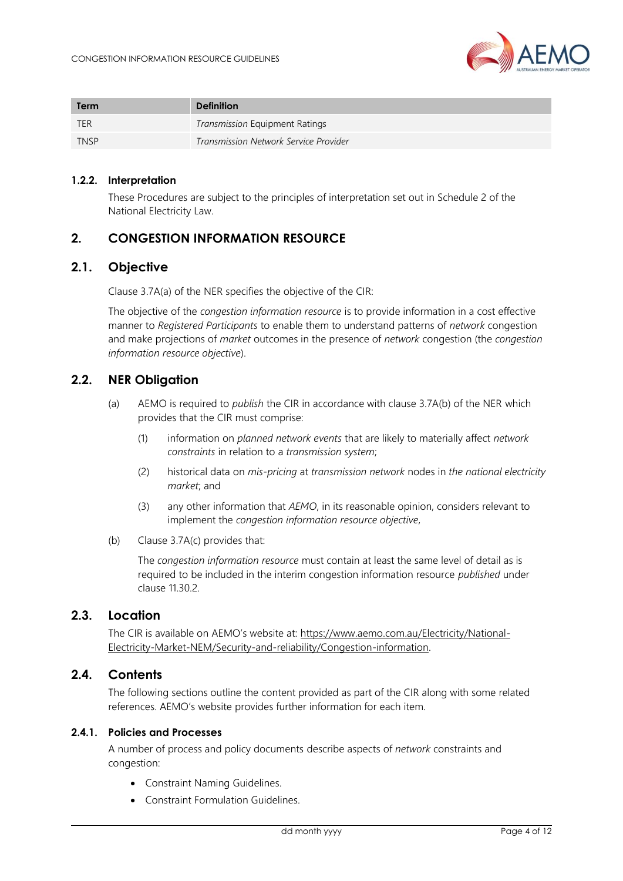| Term | Definition |
| --- | --- |
| TER | *Transmission* Equipment Ratings |
| TNSP | *Transmission Network Service Provider* |

#### 1.2.2. Interpretation

These Procedures are subject to the principles of interpretation set out in Schedule 2 of the National Electricity Law.

## 2. CONGESTION INFORMATION RESOURCE

### 2.1. Objective

Clause 3.7A(a) of the NER specifies the objective of the CIR:

The objective of the *congestion information resource* is to provide information in a cost effective manner to *Registered Participants* to enable them to understand patterns of *network* congestion and make projections of *market* outcomes in the presence of *network* congestion (the *congestion information resource objective*).

### 2.2. NER Obligation

(a) AEMO is required to *publish* the CIR in accordance with clause 3.7A(b) of the NER which provides that the CIR must comprise:

  (1) information on *planned network events* that are likely to materially affect *network constraints* in relation to a *transmission system*;

  (2) historical data on *mis-pricing* at *transmission network* nodes in *the national electricity market*; and

  (3) any other information that *AEMO*, in its reasonable opinion, considers relevant to implement the *congestion information resource objective*,

(b) Clause 3.7A(c) provides that:

  The *congestion information resource* must contain at least the same level of detail as is required to be included in the interim congestion information resource *published* under clause 11.30.2.

### 2.3. Location

The CIR is available on AEMO's website at: https://www.aemo.com.au/Electricity/National-Electricity-Market-NEM/Security-and-reliability/Congestion-information.

### 2.4. Contents

The following sections outline the content provided as part of the CIR along with some related references. AEMO's website provides further information for each item.

#### 2.4.1. Policies and Processes

A number of process and policy documents describe aspects of *network* constraints and congestion:

- Constraint Naming Guidelines.
- Constraint Formulation Guidelines.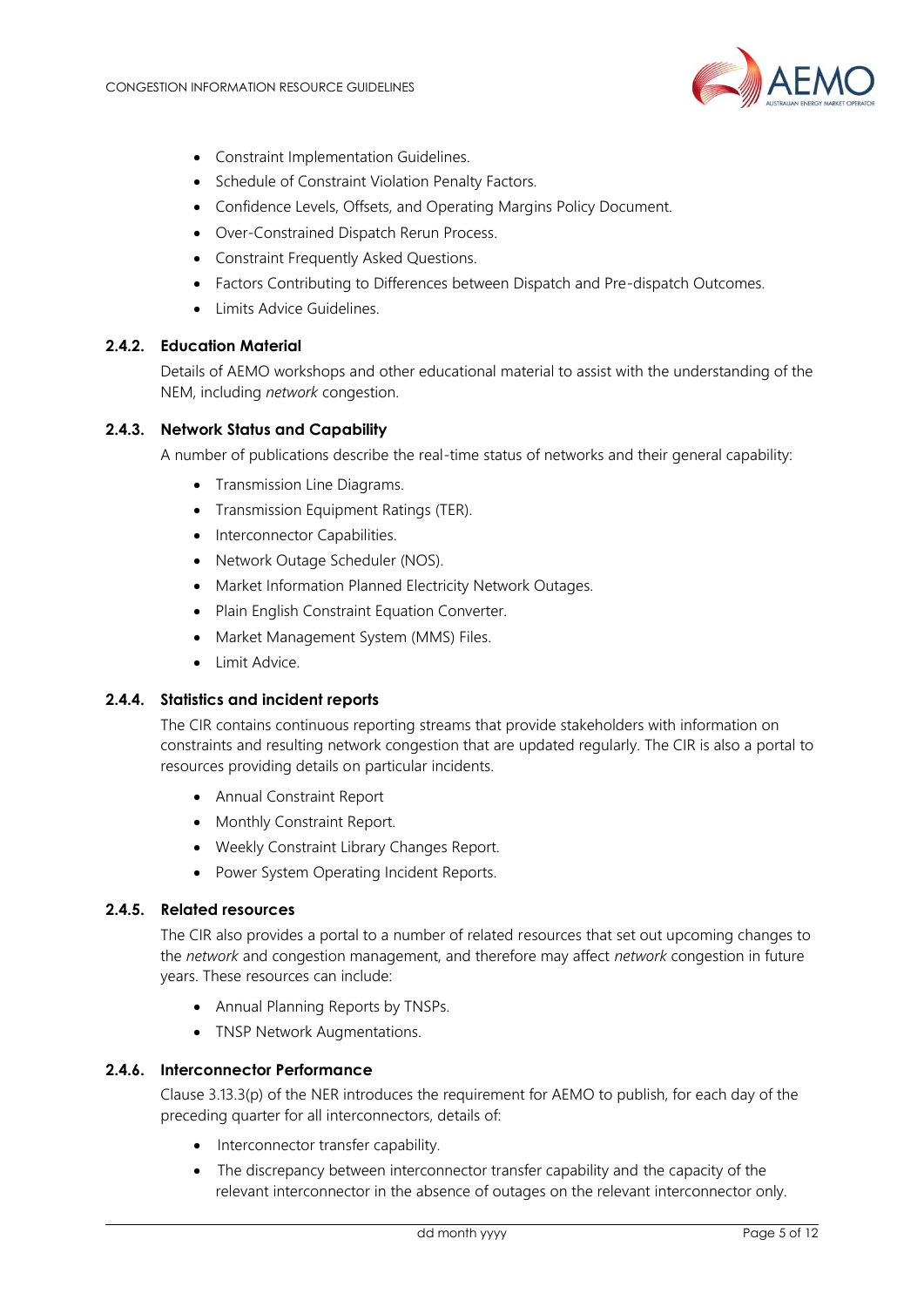- Constraint Implementation Guidelines.
- Schedule of Constraint Violation Penalty Factors.
- Confidence Levels, Offsets, and Operating Margins Policy Document.
- Over-Constrained Dispatch Rerun Process.
- Constraint Frequently Asked Questions.
- Factors Contributing to Differences between Dispatch and Pre-dispatch Outcomes.
- Limits Advice Guidelines.

#### 2.4.2. Education Material

Details of AEMO workshops and other educational material to assist with the understanding of the NEM, including *network* congestion.

#### 2.4.3. Network Status and Capability

A number of publications describe the real-time status of networks and their general capability:

- Transmission Line Diagrams.
- Transmission Equipment Ratings (TER).
- Interconnector Capabilities.
- Network Outage Scheduler (NOS).
- Market Information Planned Electricity Network Outages.
- Plain English Constraint Equation Converter.
- Market Management System (MMS) Files.
- Limit Advice.

#### 2.4.4. Statistics and incident reports

The CIR contains continuous reporting streams that provide stakeholders with information on constraints and resulting network congestion that are updated regularly. The CIR is also a portal to resources providing details on particular incidents.

- Annual Constraint Report
- Monthly Constraint Report.
- Weekly Constraint Library Changes Report.
- Power System Operating Incident Reports.

#### 2.4.5. Related resources

The CIR also provides a portal to a number of related resources that set out upcoming changes to the *network* and congestion management, and therefore may affect *network* congestion in future years. These resources can include:

- Annual Planning Reports by TNSPs.
- TNSP Network Augmentations.

#### 2.4.6. Interconnector Performance

Clause 3.13.3(p) of the NER introduces the requirement for AEMO to publish, for each day of the preceding quarter for all interconnectors, details of:

- Interconnector transfer capability.
- The discrepancy between interconnector transfer capability and the capacity of the relevant interconnector in the absence of outages on the relevant interconnector only.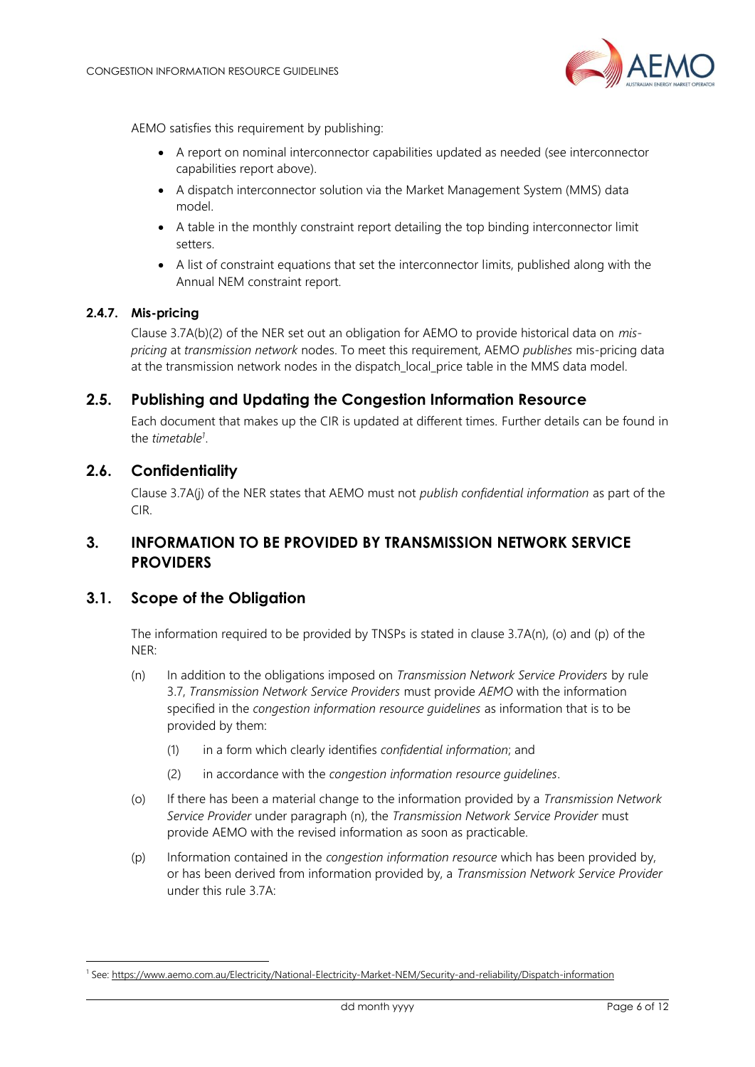AEMO satisfies this requirement by publishing:

- A report on nominal interconnector capabilities updated as needed (see interconnector capabilities report above).
- A dispatch interconnector solution via the Market Management System (MMS) data model.
- A table in the monthly constraint report detailing the top binding interconnector limit setters.
- A list of constraint equations that set the interconnector limits, published along with the Annual NEM constraint report.

#### 2.4.7. Mis-pricing

Clause 3.7A(b)(2) of the NER set out an obligation for AEMO to provide historical data on *mis-pricing* at *transmission network* nodes. To meet this requirement, AEMO *publishes* mis-pricing data at the transmission network nodes in the dispatch_local_price table in the MMS data model.

### 2.5. Publishing and Updating the Congestion Information Resource

Each document that makes up the CIR is updated at different times. Further details can be found in the *timetable*[1].

### 2.6. Confidentiality

Clause 3.7A(j) of the NER states that AEMO must not *publish confidential information* as part of the CIR.

## 3. INFORMATION TO BE PROVIDED BY TRANSMISSION NETWORK SERVICE PROVIDERS

### 3.1. Scope of the Obligation

The information required to be provided by TNSPs is stated in clause 3.7A(n), (o) and (p) of the NER:

(n) In addition to the obligations imposed on *Transmission Network Service Providers* by rule 3.7, *Transmission Network Service Providers* must provide *AEMO* with the information specified in the *congestion information resource guidelines* as information that is to be provided by them:

(1) in a form which clearly identifies *confidential information*; and

(2) in accordance with the *congestion information resource guidelines*.

(o) If there has been a material change to the information provided by a *Transmission Network Service Provider* under paragraph (n), the *Transmission Network Service Provider* must provide AEMO with the revised information as soon as practicable.

(p) Information contained in the *congestion information resource* which has been provided by, or has been derived from information provided by, a *Transmission Network Service Provider* under this rule 3.7A:

[1] See: https://www.aemo.com.au/Electricity/National-Electricity-Market-NEM/Security-and-reliability/Dispatch-information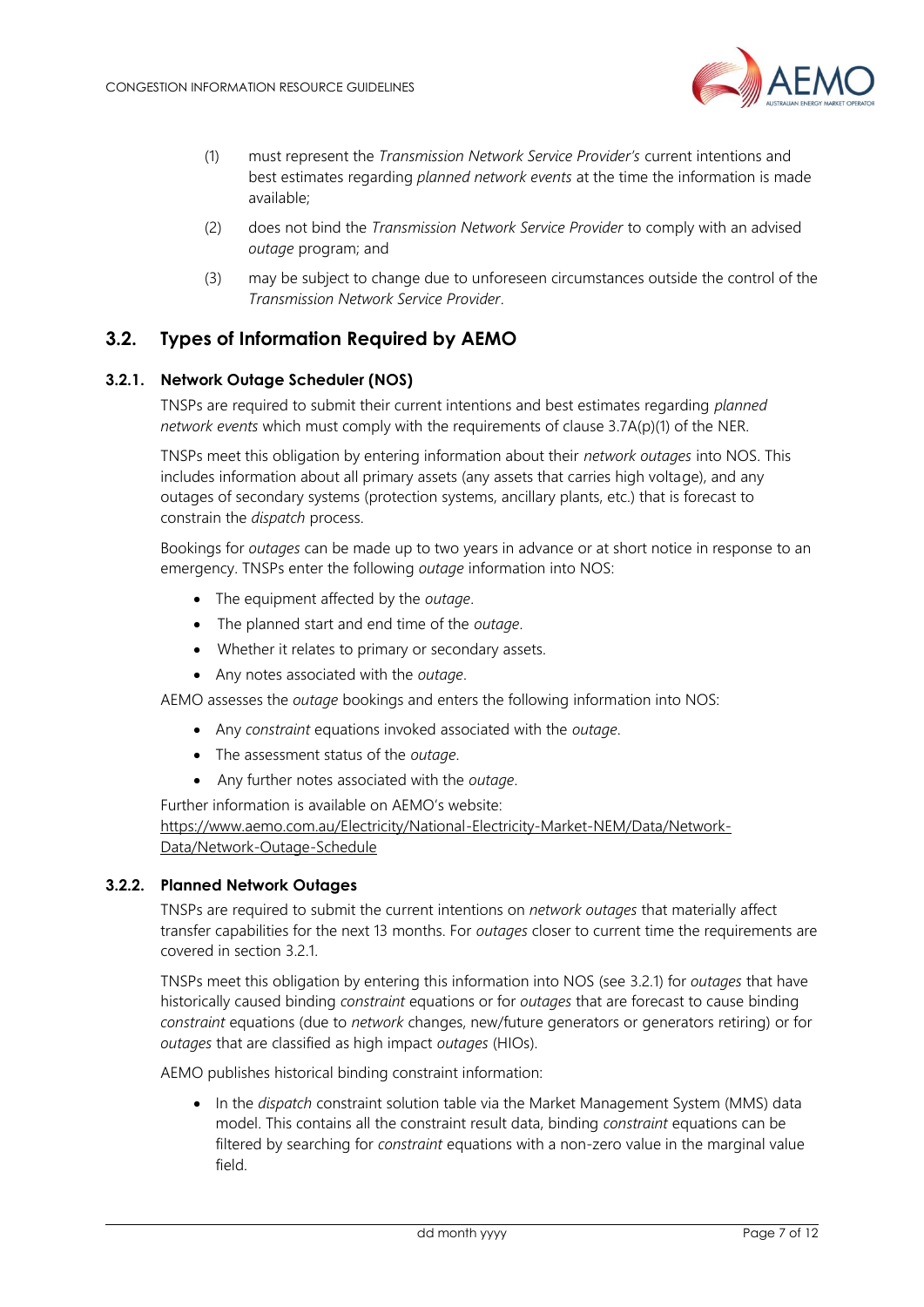(1) must represent the *Transmission Network Service Provider's* current intentions and best estimates regarding *planned network events* at the time the information is made available;

(2) does not bind the *Transmission Network Service Provider* to comply with an advised *outage* program; and

(3) may be subject to change due to unforeseen circumstances outside the control of the *Transmission Network Service Provider*.

## 3.2. Types of Information Required by AEMO

### 3.2.1. Network Outage Scheduler (NOS)

TNSPs are required to submit their current intentions and best estimates regarding *planned network events* which must comply with the requirements of clause 3.7A(p)(1) of the NER.

TNSPs meet this obligation by entering information about their *network outages* into NOS. This includes information about all primary assets (any assets that carries high voltage), and any outages of secondary systems (protection systems, ancillary plants, etc.) that is forecast to constrain the *dispatch* process.

Bookings for *outages* can be made up to two years in advance or at short notice in response to an emergency. TNSPs enter the following *outage* information into NOS:

- The equipment affected by the *outage*.
- The planned start and end time of the *outage*.
- Whether it relates to primary or secondary assets.
- Any notes associated with the *outage*.

AEMO assesses the *outage* bookings and enters the following information into NOS:

- Any *constraint* equations invoked associated with the *outage*.
- The assessment status of the *outage*.
- Any further notes associated with the *outage*.

Further information is available on AEMO's website: https://www.aemo.com.au/Electricity/National-Electricity-Market-NEM/Data/Network-Data/Network-Outage-Schedule

### 3.2.2. Planned Network Outages

TNSPs are required to submit the current intentions on *network outages* that materially affect transfer capabilities for the next 13 months. For *outages* closer to current time the requirements are covered in section 3.2.1.

TNSPs meet this obligation by entering this information into NOS (see 3.2.1) for *outages* that have historically caused binding *constraint* equations or for *outages* that are forecast to cause binding *constraint* equations (due to *network* changes, new/future generators or generators retiring) or for *outages* that are classified as high impact *outages* (HIOs).

AEMO publishes historical binding constraint information:

- In the *dispatch* constraint solution table via the Market Management System (MMS) data model. This contains all the constraint result data, binding *constraint* equations can be filtered by searching for *constraint* equations with a non-zero value in the marginal value field.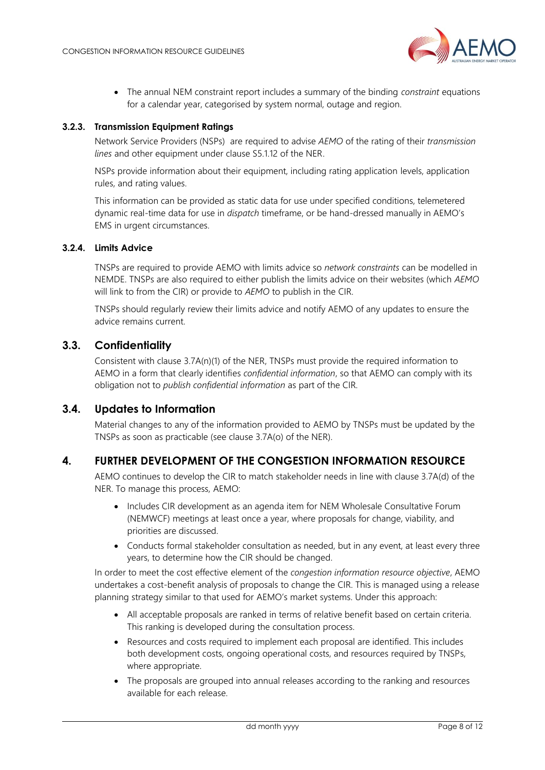- The annual NEM constraint report includes a summary of the binding *constraint* equations for a calendar year, categorised by system normal, outage and region.

#### 3.2.3. Transmission Equipment Ratings

Network Service Providers (NSPs) are required to advise *AEMO* of the rating of their *transmission lines* and other equipment under clause S5.1.12 of the NER.

NSPs provide information about their equipment, including rating application levels, application rules, and rating values.

This information can be provided as static data for use under specified conditions, telemetered dynamic real-time data for use in *dispatch* timeframe, or be hand-dressed manually in AEMO's EMS in urgent circumstances.

#### 3.2.4. Limits Advice

TNSPs are required to provide AEMO with limits advice so *network constraints* can be modelled in NEMDE. TNSPs are also required to either publish the limits advice on their websites (which *AEMO* will link to from the CIR) or provide to *AEMO* to publish in the CIR.

TNSPs should regularly review their limits advice and notify AEMO of any updates to ensure the advice remains current.

### 3.3. Confidentiality

Consistent with clause 3.7A(n)(1) of the NER, TNSPs must provide the required information to AEMO in a form that clearly identifies *confidential information*, so that AEMO can comply with its obligation not to *publish confidential information* as part of the CIR.

### 3.4. Updates to Information

Material changes to any of the information provided to AEMO by TNSPs must be updated by the TNSPs as soon as practicable (see clause 3.7A(o) of the NER).

## 4. FURTHER DEVELOPMENT OF THE CONGESTION INFORMATION RESOURCE

AEMO continues to develop the CIR to match stakeholder needs in line with clause 3.7A(d) of the NER. To manage this process, AEMO:

- Includes CIR development as an agenda item for NEM Wholesale Consultative Forum (NEMWCF) meetings at least once a year, where proposals for change, viability, and priorities are discussed.
- Conducts formal stakeholder consultation as needed, but in any event, at least every three years, to determine how the CIR should be changed.

In order to meet the cost effective element of the *congestion information resource objective*, AEMO undertakes a cost-benefit analysis of proposals to change the CIR. This is managed using a release planning strategy similar to that used for AEMO's market systems. Under this approach:

- All acceptable proposals are ranked in terms of relative benefit based on certain criteria. This ranking is developed during the consultation process.
- Resources and costs required to implement each proposal are identified. This includes both development costs, ongoing operational costs, and resources required by TNSPs, where appropriate.
- The proposals are grouped into annual releases according to the ranking and resources available for each release.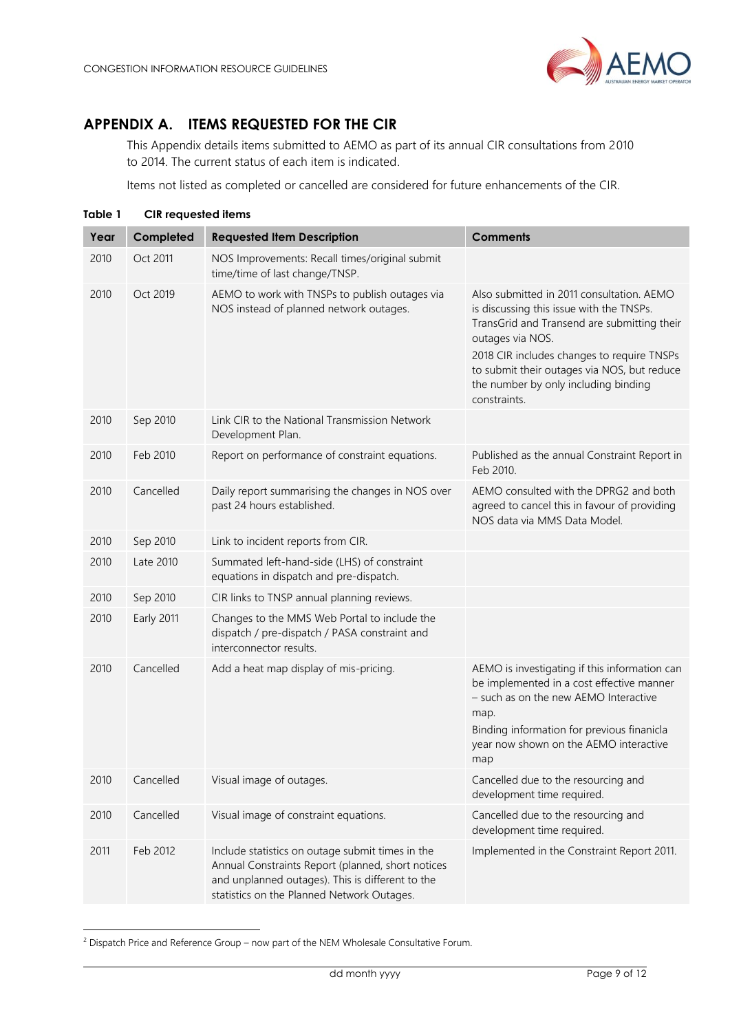# APPENDIX A. ITEMS REQUESTED FOR THE CIR

This Appendix details items submitted to AEMO as part of its annual CIR consultations from 2010 to 2014. The current status of each item is indicated.

Items not listed as completed or cancelled are considered for future enhancements of the CIR.

**Table 1 CIR requested items**

| Year | Completed | Requested Item Description | Comments |
|---|---|---|---|
| 2010 | Oct 2011 | NOS Improvements: Recall times/original submit time/time of last change/TNSP. | |
| 2010 | Oct 2019 | AEMO to work with TNSPs to publish outages via NOS instead of planned network outages. | Also submitted in 2011 consultation. AEMO is discussing this issue with the TNSPs. TransGrid and Transend are submitting their outages via NOS.<br>2018 CIR includes changes to require TNSPs to submit their outages via NOS, but reduce the number by only including binding constraints. |
| 2010 | Sep 2010 | Link CIR to the National Transmission Network Development Plan. | |
| 2010 | Feb 2010 | Report on performance of constraint equations. | Published as the annual Constraint Report in Feb 2010. |
| 2010 | Cancelled | Daily report summarising the changes in NOS over past 24 hours established. | AEMO consulted with the DPRG[2] and both agreed to cancel this in favour of providing NOS data via MMS Data Model. |
| 2010 | Sep 2010 | Link to incident reports from CIR. | |
| 2010 | Late 2010 | Summated left-hand-side (LHS) of constraint equations in dispatch and pre-dispatch. | |
| 2010 | Sep 2010 | CIR links to TNSP annual planning reviews. | |
| 2010 | Early 2011 | Changes to the MMS Web Portal to include the dispatch / pre-dispatch / PASA constraint and interconnector results. | |
| 2010 | Cancelled | Add a heat map display of mis-pricing. | AEMO is investigating if this information can be implemented in a cost effective manner – such as on the new AEMO Interactive map.<br>Binding information for previous finanicla year now shown on the AEMO interactive map |
| 2010 | Cancelled | Visual image of outages. | Cancelled due to the resourcing and development time required. |
| 2010 | Cancelled | Visual image of constraint equations. | Cancelled due to the resourcing and development time required. |
| 2011 | Feb 2012 | Include statistics on outage submit times in the Annual Constraints Report (planned, short notices and unplanned outages). This is different to the statistics on the Planned Network Outages. | Implemented in the Constraint Report 2011. |

[2] Dispatch Price and Reference Group – now part of the NEM Wholesale Consultative Forum.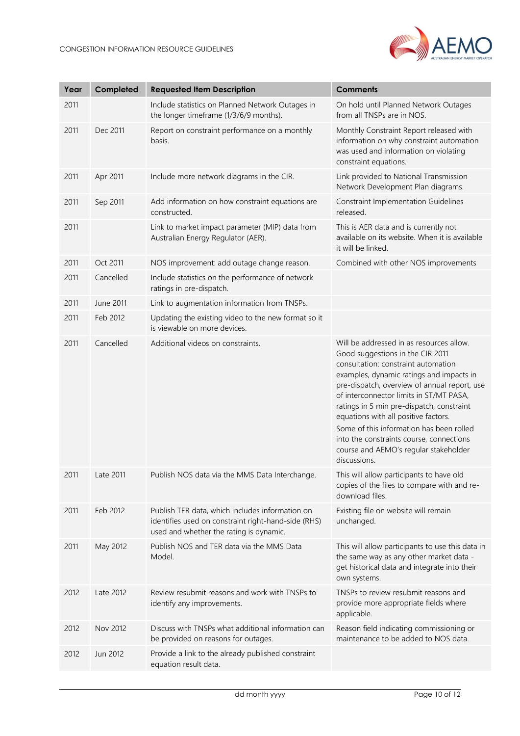| Year | Completed | Requested Item Description | Comments |
|---|---|---|---|
| 2011 | | Include statistics on Planned Network Outages in the longer timeframe (1/3/6/9 months). | On hold until Planned Network Outages from all TNSPs are in NOS. |
| 2011 | Dec 2011 | Report on constraint performance on a monthly basis. | Monthly Constraint Report released with information on why constraint automation was used and information on violating constraint equations. |
| 2011 | Apr 2011 | Include more network diagrams in the CIR. | Link provided to National Transmission Network Development Plan diagrams. |
| 2011 | Sep 2011 | Add information on how constraint equations are constructed. | Constraint Implementation Guidelines released. |
| 2011 | | Link to market impact parameter (MIP) data from Australian Energy Regulator (AER). | This is AER data and is currently not available on its website. When it is available it will be linked. |
| 2011 | Oct 2011 | NOS improvement: add outage change reason. | Combined with other NOS improvements |
| 2011 | Cancelled | Include statistics on the performance of network ratings in pre-dispatch. | |
| 2011 | June 2011 | Link to augmentation information from TNSPs. | |
| 2011 | Feb 2012 | Updating the existing video to the new format so it is viewable on more devices. | |
| 2011 | Cancelled | Additional videos on constraints. | Will be addressed in as resources allow. Good suggestions in the CIR 2011 consultation: constraint automation examples, dynamic ratings and impacts in pre-dispatch, overview of annual report, use of interconnector limits in ST/MT PASA, ratings in 5 min pre-dispatch, constraint equations with all positive factors.<br>Some of this information has been rolled into the constraints course, connections course and AEMO's regular stakeholder discussions. |
| 2011 | Late 2011 | Publish NOS data via the MMS Data Interchange. | This will allow participants to have old copies of the files to compare with and re-download files. |
| 2011 | Feb 2012 | Publish TER data, which includes information on identifies used on constraint right-hand-side (RHS) used and whether the rating is dynamic. | Existing file on website will remain unchanged. |
| 2011 | May 2012 | Publish NOS and TER data via the MMS Data Model. | This will allow participants to use this data in the same way as any other market data - get historical data and integrate into their own systems. |
| 2012 | Late 2012 | Review resubmit reasons and work with TNSPs to identify any improvements. | TNSPs to review resubmit reasons and provide more appropriate fields where applicable. |
| 2012 | Nov 2012 | Discuss with TNSPs what additional information can be provided on reasons for outages. | Reason field indicating commissioning or maintenance to be added to NOS data. |
| 2012 | Jun 2012 | Provide a link to the already published constraint equation result data. | |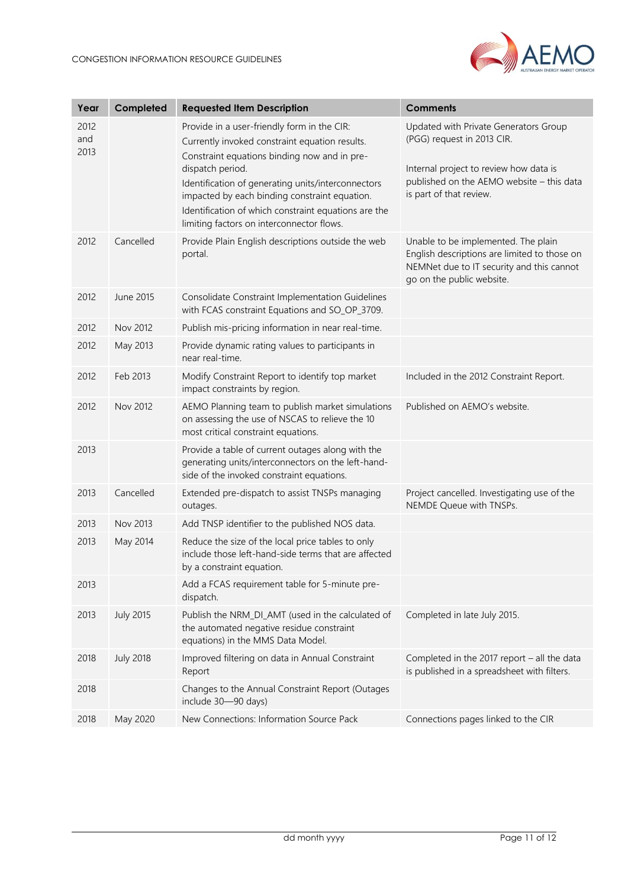| Year | Completed | Requested Item Description | Comments |
|---|---|---|---|
| 2012 and 2013 | | Provide in a user-friendly form in the CIR: Currently invoked constraint equation results. Constraint equations binding now and in pre-dispatch period. Identification of generating units/interconnectors impacted by each binding constraint equation. Identification of which constraint equations are the limiting factors on interconnector flows. | Updated with Private Generators Group (PGG) request in 2013 CIR. Internal project to review how data is published on the AEMO website – this data is part of that review. |
| 2012 | Cancelled | Provide Plain English descriptions outside the web portal. | Unable to be implemented. The plain English descriptions are limited to those on NEMNet due to IT security and this cannot go on the public website. |
| 2012 | June 2015 | Consolidate Constraint Implementation Guidelines with FCAS constraint Equations and SO_OP_3709. | |
| 2012 | Nov 2012 | Publish mis-pricing information in near real-time. | |
| 2012 | May 2013 | Provide dynamic rating values to participants in near real-time. | |
| 2012 | Feb 2013 | Modify Constraint Report to identify top market impact constraints by region. | Included in the 2012 Constraint Report. |
| 2012 | Nov 2012 | AEMO Planning team to publish market simulations on assessing the use of NSCAS to relieve the 10 most critical constraint equations. | Published on AEMO's website. |
| 2013 | | Provide a table of current outages along with the generating units/interconnectors on the left-hand-side of the invoked constraint equations. | |
| 2013 | Cancelled | Extended pre-dispatch to assist TNSPs managing outages. | Project cancelled. Investigating use of the NEMDE Queue with TNSPs. |
| 2013 | Nov 2013 | Add TNSP identifier to the published NOS data. | |
| 2013 | May 2014 | Reduce the size of the local price tables to only include those left-hand-side terms that are affected by a constraint equation. | |
| 2013 | | Add a FCAS requirement table for 5-minute pre-dispatch. | |
| 2013 | July 2015 | Publish the NRM_DI_AMT (used in the calculated of the automated negative residue constraint equations) in the MMS Data Model. | Completed in late July 2015. |
| 2018 | July 2018 | Improved filtering on data in Annual Constraint Report | Completed in the 2017 report – all the data is published in a spreadsheet with filters. |
| 2018 | | Changes to the Annual Constraint Report (Outages include 30—90 days) | |
| 2018 | May 2020 | New Connections: Information Source Pack | Connections pages linked to the CIR |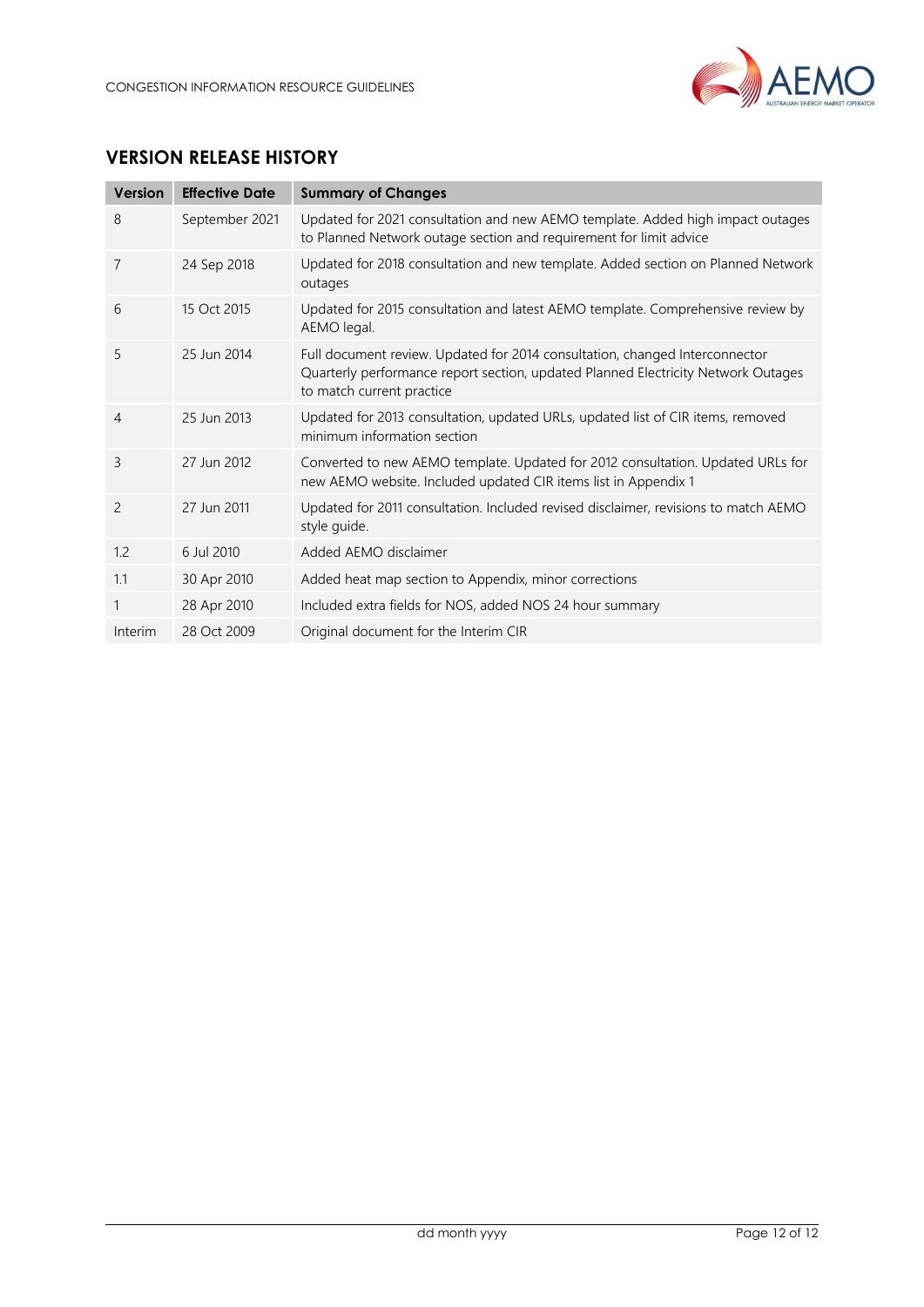## VERSION RELEASE HISTORY

| Version | Effective Date | Summary of Changes |
|---|---|---|
| 8 | September 2021 | Updated for 2021 consultation and new AEMO template. Added high impact outages to Planned Network outage section and requirement for limit advice |
| 7 | 24 Sep 2018 | Updated for 2018 consultation and new template. Added section on Planned Network outages |
| 6 | 15 Oct 2015 | Updated for 2015 consultation and latest AEMO template. Comprehensive review by AEMO legal. |
| 5 | 25 Jun 2014 | Full document review. Updated for 2014 consultation, changed Interconnector Quarterly performance report section, updated Planned Electricity Network Outages to match current practice |
| 4 | 25 Jun 2013 | Updated for 2013 consultation, updated URLs, updated list of CIR items, removed minimum information section |
| 3 | 27 Jun 2012 | Converted to new AEMO template. Updated for 2012 consultation. Updated URLs for new AEMO website. Included updated CIR items list in Appendix 1 |
| 2 | 27 Jun 2011 | Updated for 2011 consultation. Included revised disclaimer, revisions to match AEMO style guide. |
| 1.2 | 6 Jul 2010 | Added AEMO disclaimer |
| 1.1 | 30 Apr 2010 | Added heat map section to Appendix, minor corrections |
| 1 | 28 Apr 2010 | Included extra fields for NOS, added NOS 24 hour summary |
| Interim | 28 Oct 2009 | Original document for the Interim CIR |